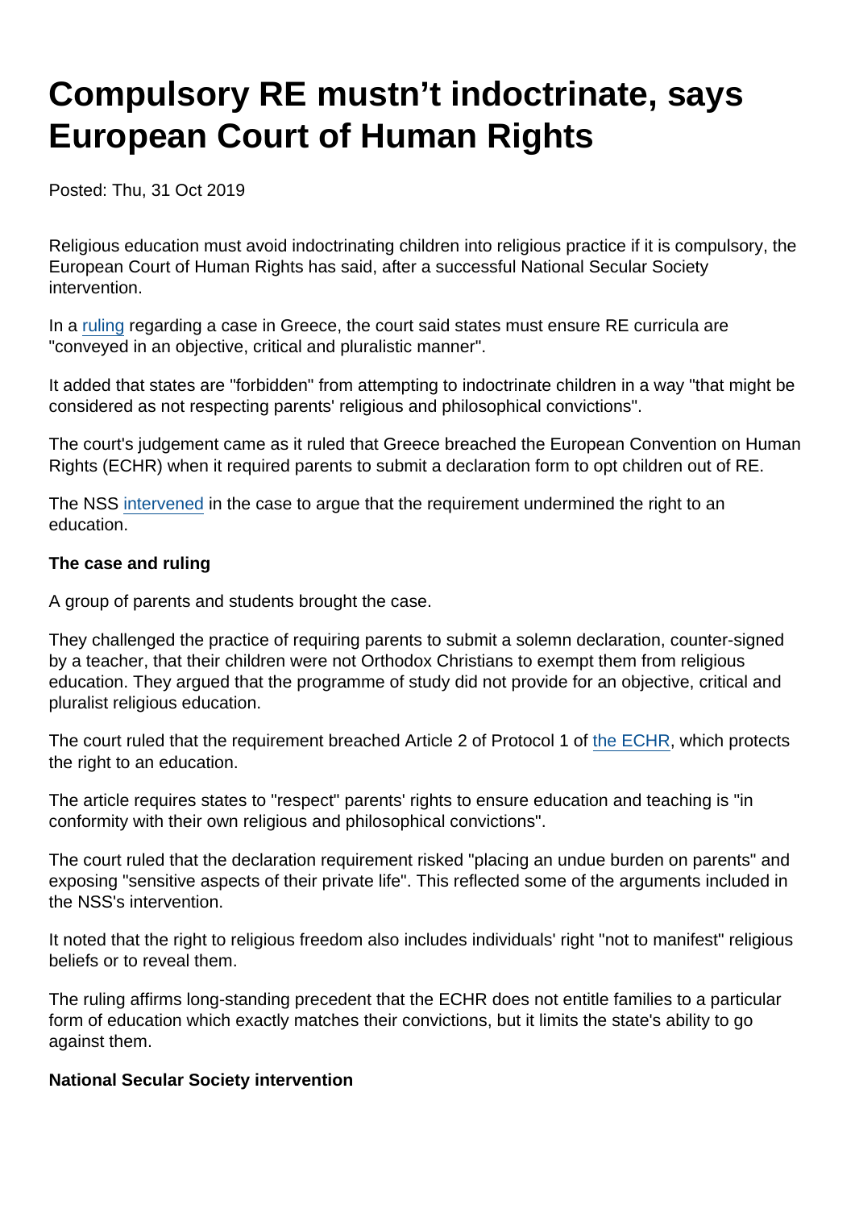# Compulsory RE mustn't indoctrinate, says European Court of Human Rights

Posted: Thu, 31 Oct 2019

Religious education must avoid indoctrinating children into religious practice if it is compulsory, the European Court of Human Rights has said, after a successful National Secular Society intervention.

In a ruling regarding a case in Greece, the court said states must ensure RE curricula are "conveyed in an objective, critical and pluralistic manner".

It added that states are "forbidden" from attempting to indoctrinate children in a way "that might be considered as not respecting parents' religious and philosophical convictions".

The court's judgement came as it ruled that Greece breached the European Convention on Human Rights (ECHR) when it required parents to submit a declaration form to opt children out of RE.

The NSS intervened in the case to argue that the requirement undermined the right to an education.

**The case and ruling**

A group of parents and students brought the case.

They challenged the practice of requiring parents to submit a solemn declaration, counter-signed by a teacher, that their children were not Orthodox Christians to exempt them from religious education. They argued that the programme of study did not provide for an objective, critical and pluralist religious education.

The court ruled that the requirement breached Article 2 of Protocol 1 of the ECHR, which protects the right to an education.

The article requires states to "respect" parents' rights to ensure education and teaching is "in conformity with their own religious and philosophical convictions".

The court ruled that the declaration requirement risked "placing an undue burden on parents" and exposing "sensitive aspects of their private life". This reflected some of the arguments included in the NSS's intervention.

It noted that the right to religious freedom also includes individuals' right "not to manifest" religious beliefs or to reveal them.

The ruling affirms long-standing precedent that the ECHR does not entitle families to a particular form of education which exactly matches their convictions, but it limits the state's ability to go against them.

**National Secular Society intervention**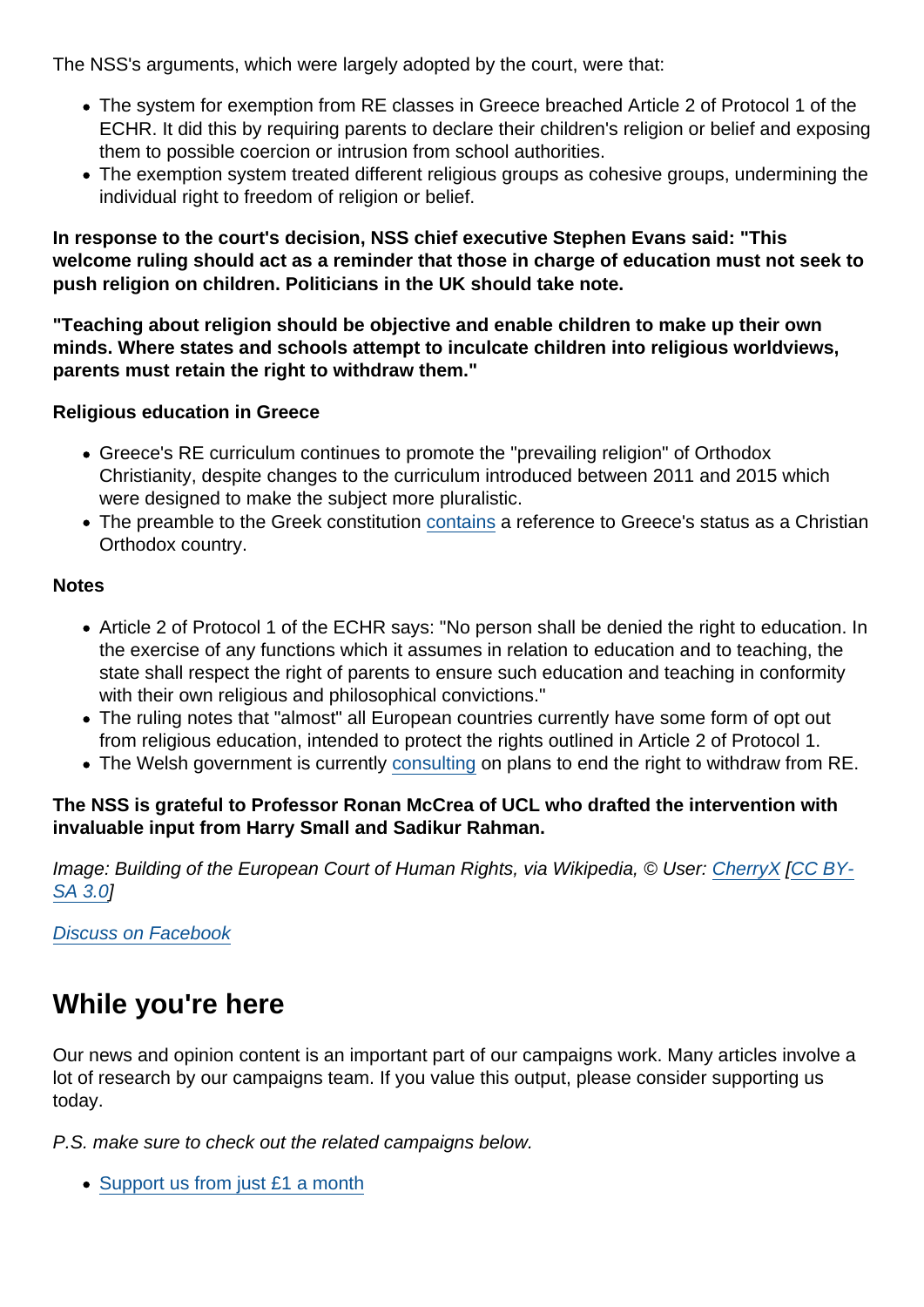The NSS's arguments, which were largely adopted by the court, were that:

- The system for exemption from RE classes in Greece breached Article 2 of Protocol 1 of the ECHR. It did this by requiring parents to declare their children's religion or belief and exposing them to possible coercion or intrusion from school authorities.
- The exemption system treated different religious groups as cohesive groups, undermining the individual right to freedom of religion or belief.

**In response to the court's decision, NSS chief executive Stephen Evans said: "This welcome ruling should act as a reminder that those in charge of education must not seek to push religion on children. Politicians in the UK should take note.**

**"Teaching about religion should be objective and enable children to make up their own minds. Where states and schools attempt to inculcate children into religious worldviews, parents must retain the right to withdraw them."**

**Religious education in Greece**

- Greece's RE curriculum continues to promote the "prevailing religion" of Orthodox Christianity, despite changes to the curriculum introduced between 2011 and 2015 which were designed to make the subject more pluralistic.
- The preamble to the Greek constitution contains a reference to Greece's status as a Christian Orthodox country.

**Notes**

- Article 2 of Protocol 1 of the ECHR says: "No person shall be denied the right to education. In the exercise of any functions which it assumes in relation to education and to teaching, the state shall respect the right of parents to ensure such education and teaching in conformity with their own religious and philosophical convictions."
- The ruling notes that "almost" all European countries currently have some form of opt out from religious education, intended to protect the rights outlined in Article 2 of Protocol 1.
- The Welsh government is currently consulting on plans to end the right to withdraw from RE.

**The NSS is grateful to Professor Ronan McCrea of UCL who drafted the intervention with invaluable input from Harry Small and Sadikur Rahman.**

*Image: Building of the European Court of Human Rights, via Wikipedia, © User: CherryX [CC BY-SA 3.0]*

*Discuss on Facebook*

## While you're here

Our news and opinion content is an important part of our campaigns work. Many articles involve a lot of research by our campaigns team. If you value this output, please consider supporting us today.

*P.S. make sure to check out the related campaigns below.*

- Support us from just £1 a month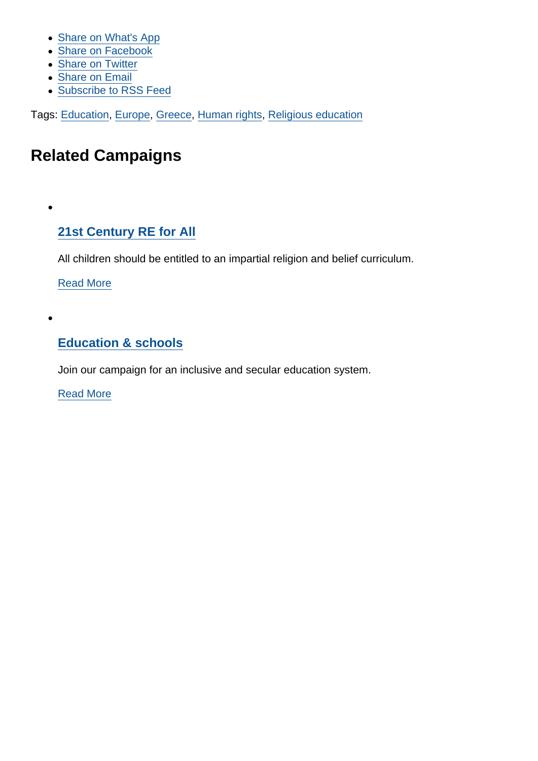- Share on What's App
- Share on Facebook
- Share on Twitter
- Share on Email
- Subscribe to RSS Feed

Tags: Education, Europe, Greece, Human rights, Religious education

## Related Campaigns

- ### 21st Century RE for All

  All children should be entitled to an impartial religion and belief curriculum.

  Read More

- ### Education & schools

  Join our campaign for an inclusive and secular education system.

  Read More